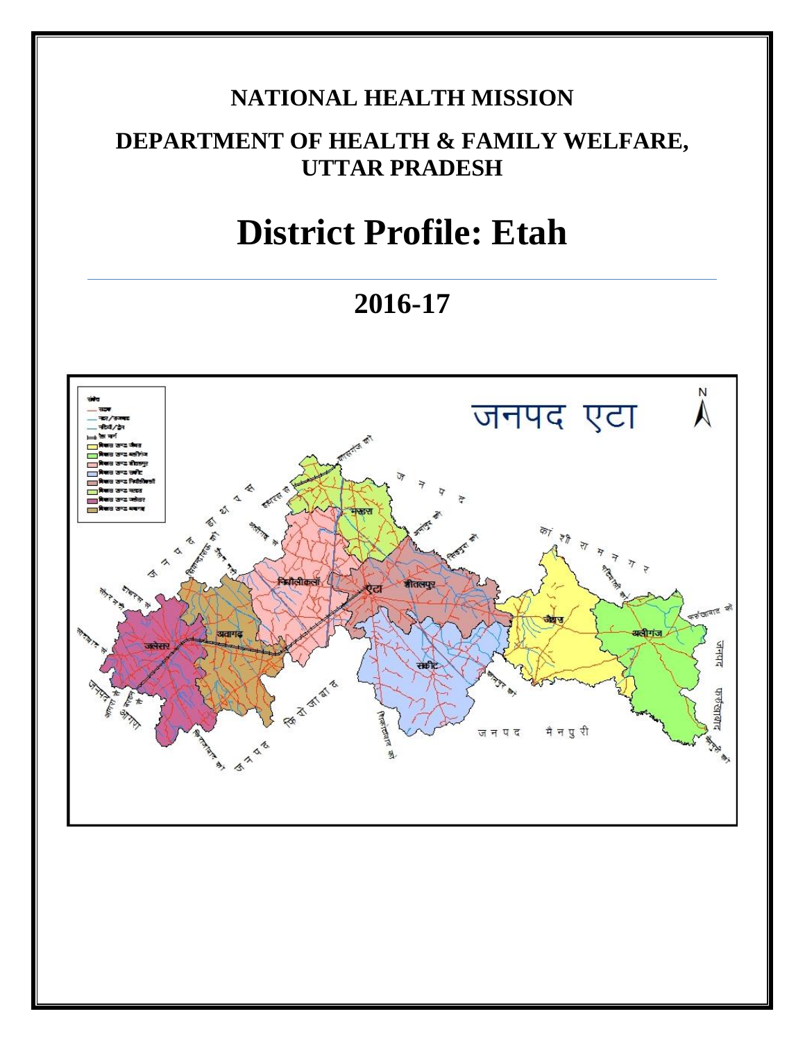# NATIONAL HEALTH MISSION

## DEPARTMENT OF HEALTH & FAMILY WELFARE, UTTAR PRADESH

# District Profile: Etah

## 2016-17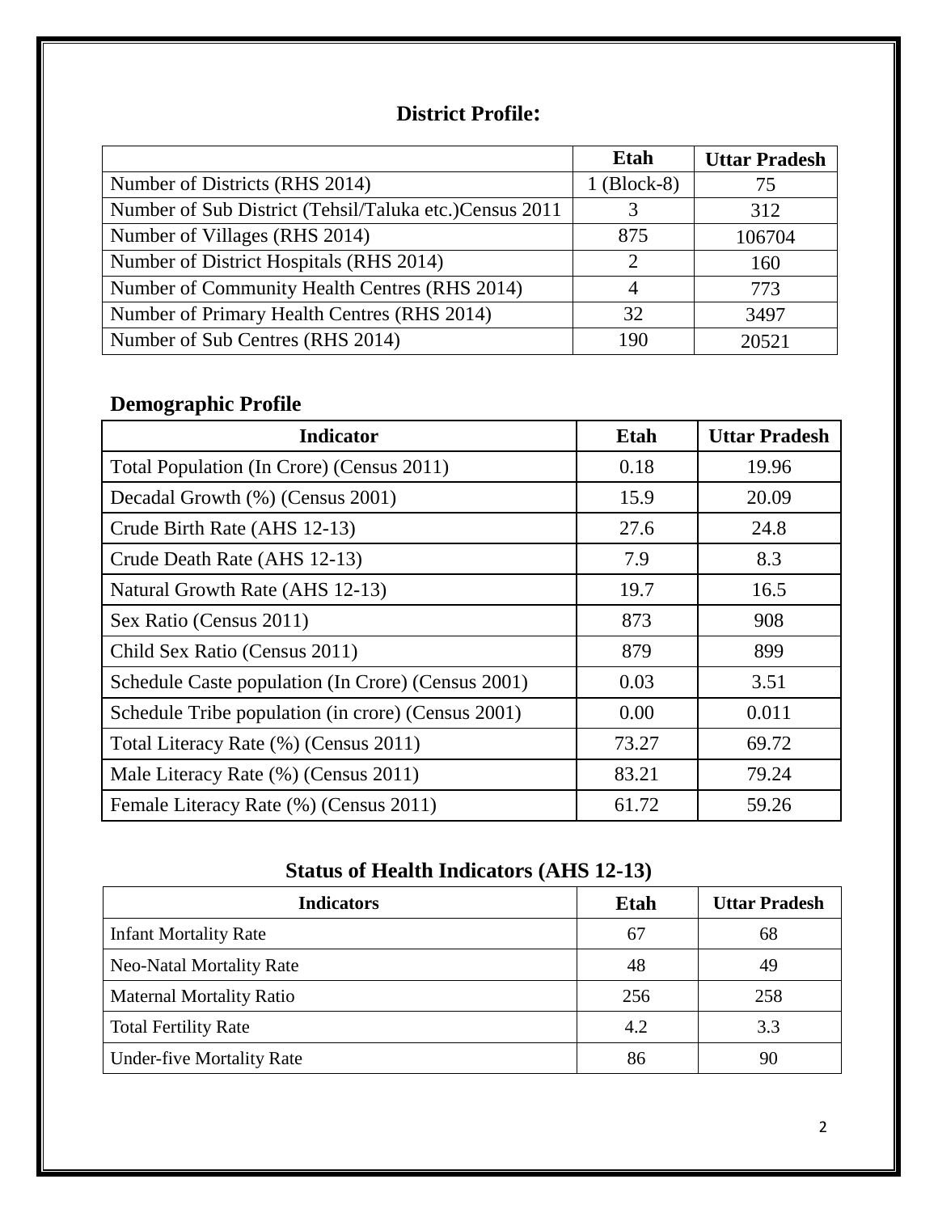## District Profile:

| | Etah | Uttar Pradesh |
|---|---|---|
| Number of Districts (RHS 2014) | 1 (Block-8) | 75 |
| Number of Sub District (Tehsil/Taluka etc.)Census 2011 | 3 | 312 |
| Number of Villages (RHS 2014) | 875 | 106704 |
| Number of District Hospitals (RHS 2014) | 2 | 160 |
| Number of Community Health Centres (RHS 2014) | 4 | 773 |
| Number of Primary Health Centres (RHS 2014) | 32 | 3497 |
| Number of Sub Centres (RHS 2014) | 190 | 20521 |

## Demographic Profile

| Indicator | Etah | Uttar Pradesh |
|---|---|---|
| Total Population (In Crore) (Census 2011) | 0.18 | 19.96 |
| Decadal Growth (%) (Census 2001) | 15.9 | 20.09 |
| Crude Birth Rate (AHS 12-13) | 27.6 | 24.8 |
| Crude Death Rate (AHS 12-13) | 7.9 | 8.3 |
| Natural Growth Rate (AHS 12-13) | 19.7 | 16.5 |
| Sex Ratio (Census 2011) | 873 | 908 |
| Child Sex Ratio (Census 2011) | 879 | 899 |
| Schedule Caste population (In Crore) (Census 2001) | 0.03 | 3.51 |
| Schedule Tribe population (in crore) (Census 2001) | 0.00 | 0.011 |
| Total Literacy Rate (%) (Census 2011) | 73.27 | 69.72 |
| Male Literacy Rate (%) (Census 2011) | 83.21 | 79.24 |
| Female Literacy Rate (%) (Census 2011) | 61.72 | 59.26 |

## Status of Health Indicators (AHS 12-13)

| Indicators | Etah | Uttar Pradesh |
|---|---|---|
| Infant Mortality Rate | 67 | 68 |
| Neo-Natal Mortality Rate | 48 | 49 |
| Maternal Mortality Ratio | 256 | 258 |
| Total Fertility Rate | 4.2 | 3.3 |
| Under-five Mortality Rate | 86 | 90 |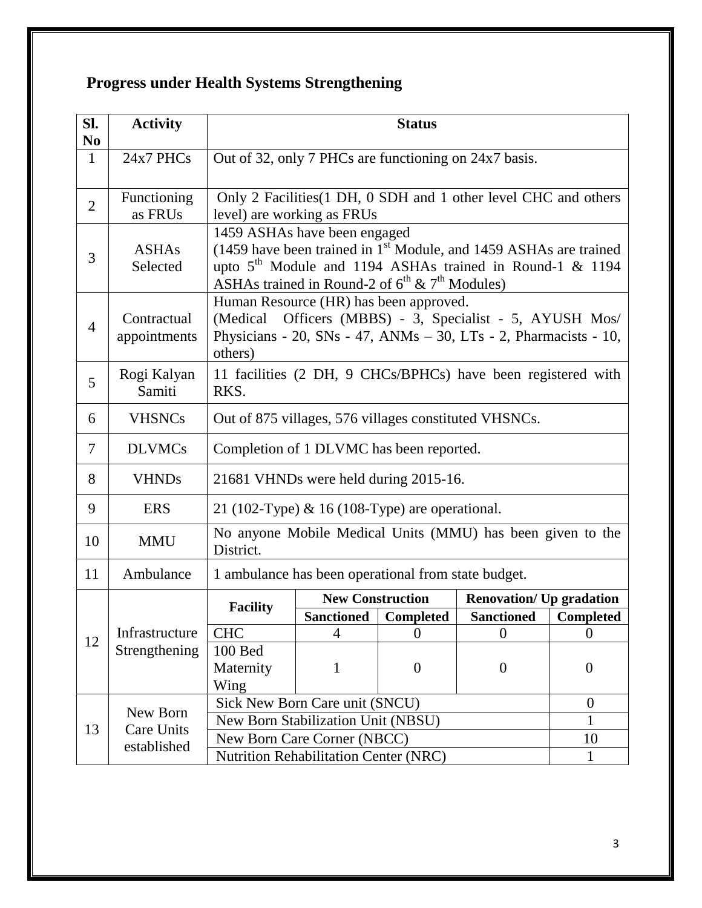## Progress under Health Systems Strengthening

| Sl. No | Activity | Status | | | | |
|---|---|---|---|---|---|---|
| 1 | 24x7 PHCs | Out of 32, only 7 PHCs are functioning on 24x7 basis. | | | | |
| 2 | Functioning as FRUs | Only 2 Facilities(1 DH, 0 SDH and 1 other level CHC and others level) are working as FRUs | | | | |
| 3 | ASHAs Selected | 1459 ASHAs have been engaged (1459 have been trained in 1st Module, and 1459 ASHAs are trained upto 5th Module and 1194 ASHAs trained in Round-1 & 1194 ASHAs trained in Round-2 of 6th & 7th Modules) | | | | |
| 4 | Contractual appointments | Human Resource (HR) has been approved. (Medical Officers (MBBS) - 3, Specialist - 5, AYUSH Mos/ Physicians - 20, SNs - 47, ANMs – 30, LTs - 2, Pharmacists - 10, others) | | | | |
| 5 | Rogi Kalyan Samiti | 11 facilities (2 DH, 9 CHCs/BPHCs) have been registered with RKS. | | | | |
| 6 | VHSNCs | Out of 875 villages, 576 villages constituted VHSNCs. | | | | |
| 7 | DLVMCs | Completion of 1 DLVMC has been reported. | | | | |
| 8 | VHNDs | 21681 VHNDs were held during 2015-16. | | | | |
| 9 | ERS | 21 (102-Type) & 16 (108-Type) are operational. | | | | |
| 10 | MMU | No anyone Mobile Medical Units (MMU) has been given to the District. | | | | |
| 11 | Ambulance | 1 ambulance has been operational from state budget. | | | | |
| 12 | Infrastructure Strengthening | **Facility** | **New Construction** | | **Renovation/ Up gradation** | |
| | | | **Sanctioned** | **Completed** | **Sanctioned** | **Completed** |
| | | CHC | 4 | 0 | 0 | 0 |
| | | 100 Bed Maternity Wing | 1 | 0 | 0 | 0 |
| 13 | New Born Care Units established | Sick New Born Care unit (SNCU) | | | | 0 |
| | | New Born Stabilization Unit (NBSU) | | | | 1 |
| | | New Born Care Corner (NBCC) | | | | 10 |
| | | Nutrition Rehabilitation Center (NRC) | | | | 1 |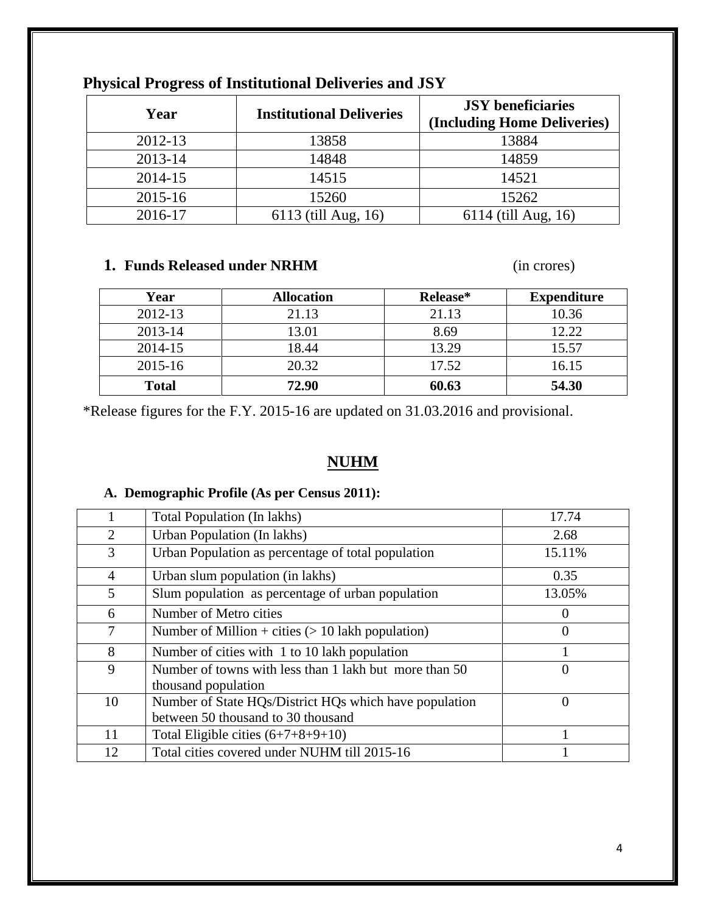## Physical Progress of Institutional Deliveries and JSY

| Year | Institutional Deliveries | JSY beneficiaries (Including Home Deliveries) |
|---|---|---|
| 2012-13 | 13858 | 13884 |
| 2013-14 | 14848 | 14859 |
| 2014-15 | 14515 | 14521 |
| 2015-16 | 15260 | 15262 |
| 2016-17 | 6113 (till Aug, 16) | 6114 (till Aug, 16) |

### 1. Funds Released under NRHM (in crores)

| Year | Allocation | Release* | Expenditure |
|---|---|---|---|
| 2012-13 | 21.13 | 21.13 | 10.36 |
| 2013-14 | 13.01 | 8.69 | 12.22 |
| 2014-15 | 18.44 | 13.29 | 15.57 |
| 2015-16 | 20.32 | 17.52 | 16.15 |
| **Total** | **72.90** | **60.63** | **54.30** |

*Release figures for the F.Y. 2015-16 are updated on 31.03.2016 and provisional.

## NUHM

### A. Demographic Profile (As per Census 2011):

| | | |
|---|---|---|
| 1 | Total Population (In lakhs) | 17.74 |
| 2 | Urban Population (In lakhs) | 2.68 |
| 3 | Urban Population as percentage of total population | 15.11% |
| 4 | Urban slum population (in lakhs) | 0.35 |
| 5 | Slum population as percentage of urban population | 13.05% |
| 6 | Number of Metro cities | 0 |
| 7 | Number of Million + cities (> 10 lakh population) | 0 |
| 8 | Number of cities with 1 to 10 lakh population | 1 |
| 9 | Number of towns with less than 1 lakh but more than 50 thousand population | 0 |
| 10 | Number of State HQs/District HQs which have population between 50 thousand to 30 thousand | 0 |
| 11 | Total Eligible cities (6+7+8+9+10) | 1 |
| 12 | Total cities covered under NUHM till 2015-16 | 1 |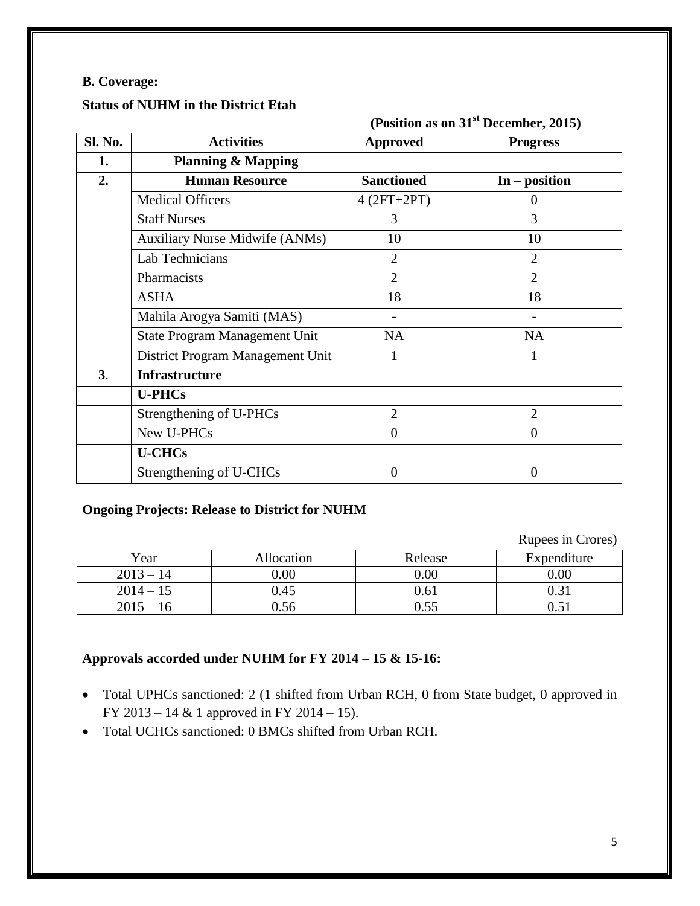**B. Coverage:**

**Status of NUHM in the District Etah**

**(Position as on 31st December, 2015)**

| Sl. No. | Activities | Approved | Progress |
|---|---|---|---|
| **1.** | **Planning & Mapping** | | |
| **2.** | **Human Resource** | **Sanctioned** | **In – position** |
| | Medical Officers | 4 (2FT+2PT) | 0 |
| | Staff Nurses | 3 | 3 |
| | Auxiliary Nurse Midwife (ANMs) | 10 | 10 |
| | Lab Technicians | 2 | 2 |
| | Pharmacists | 2 | 2 |
| | ASHA | 18 | 18 |
| | Mahila Arogya Samiti (MAS) | - | - |
| | State Program Management Unit | NA | NA |
| | District Program Management Unit | 1 | 1 |
| **3.** | **Infrastructure** | | |
| | **U-PHCs** | | |
| | Strengthening of U-PHCs | 2 | 2 |
| | New U-PHCs | 0 | 0 |
| | **U-CHCs** | | |
| | Strengthening of U-CHCs | 0 | 0 |

**Ongoing Projects: Release to District for NUHM**

Rupees in Crores)

| Year | Allocation | Release | Expenditure |
|---|---|---|---|
| 2013 – 14 | 0.00 | 0.00 | 0.00 |
| 2014 – 15 | 0.45 | 0.61 | 0.31 |
| 2015 – 16 | 0.56 | 0.55 | 0.51 |

**Approvals accorded under NUHM for FY 2014 – 15 & 15-16:**

- Total UPHCs sanctioned: 2 (1 shifted from Urban RCH, 0 from State budget, 0 approved in FY 2013 – 14 & 1 approved in FY 2014 – 15).
- Total UCHCs sanctioned: 0 BMCs shifted from Urban RCH.